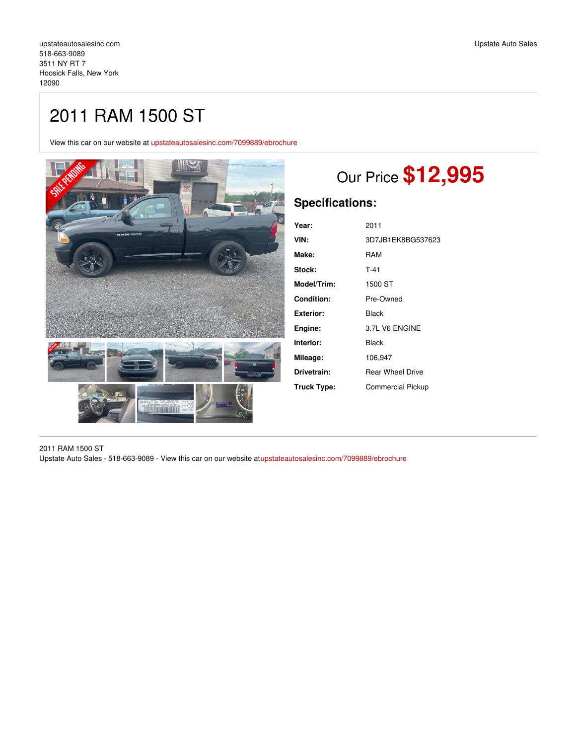upstateautosalesinc.com
518-663-9089
3511 NY RT 7
Hoosick Falls, New York
12090

Upstate Auto Sales

# 2011 RAM 1500 ST

View this car on our website at upstateautosalesinc.com/7099889/ebrochure

## Our Price **$12,995**

## Specifications:

| | |
|---|---|
| **Year:** | 2011 |
| **VIN:** | 3D7JB1EK8BG537623 |
| **Make:** | RAM |
| **Stock:** | T-41 |
| **Model/Trim:** | 1500 ST |
| **Condition:** | Pre-Owned |
| **Exterior:** | Black |
| **Engine:** | 3.7L V6 ENGINE |
| **Interior:** | Black |
| **Mileage:** | 106,947 |
| **Drivetrain:** | Rear Wheel Drive |
| **Truck Type:** | Commercial Pickup |

2011 RAM 1500 ST
Upstate Auto Sales - 518-663-9089 - View this car on our website atupstateautosalesinc.com/7099889/ebrochure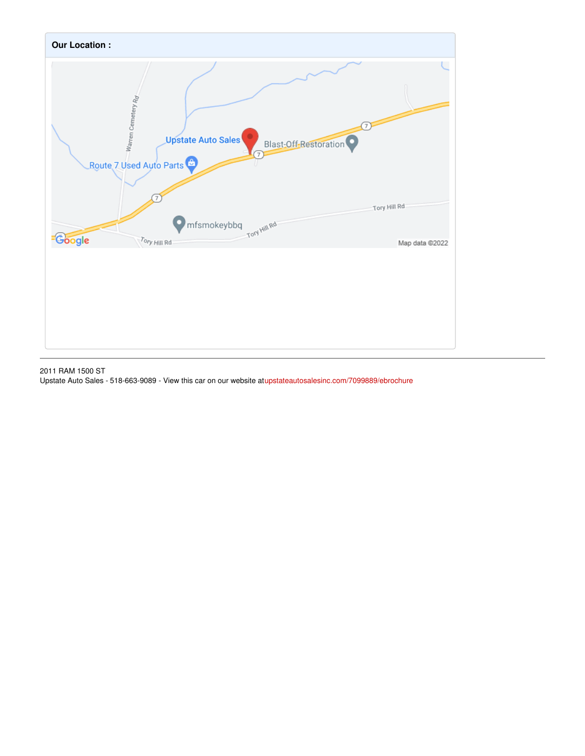**Our Location :**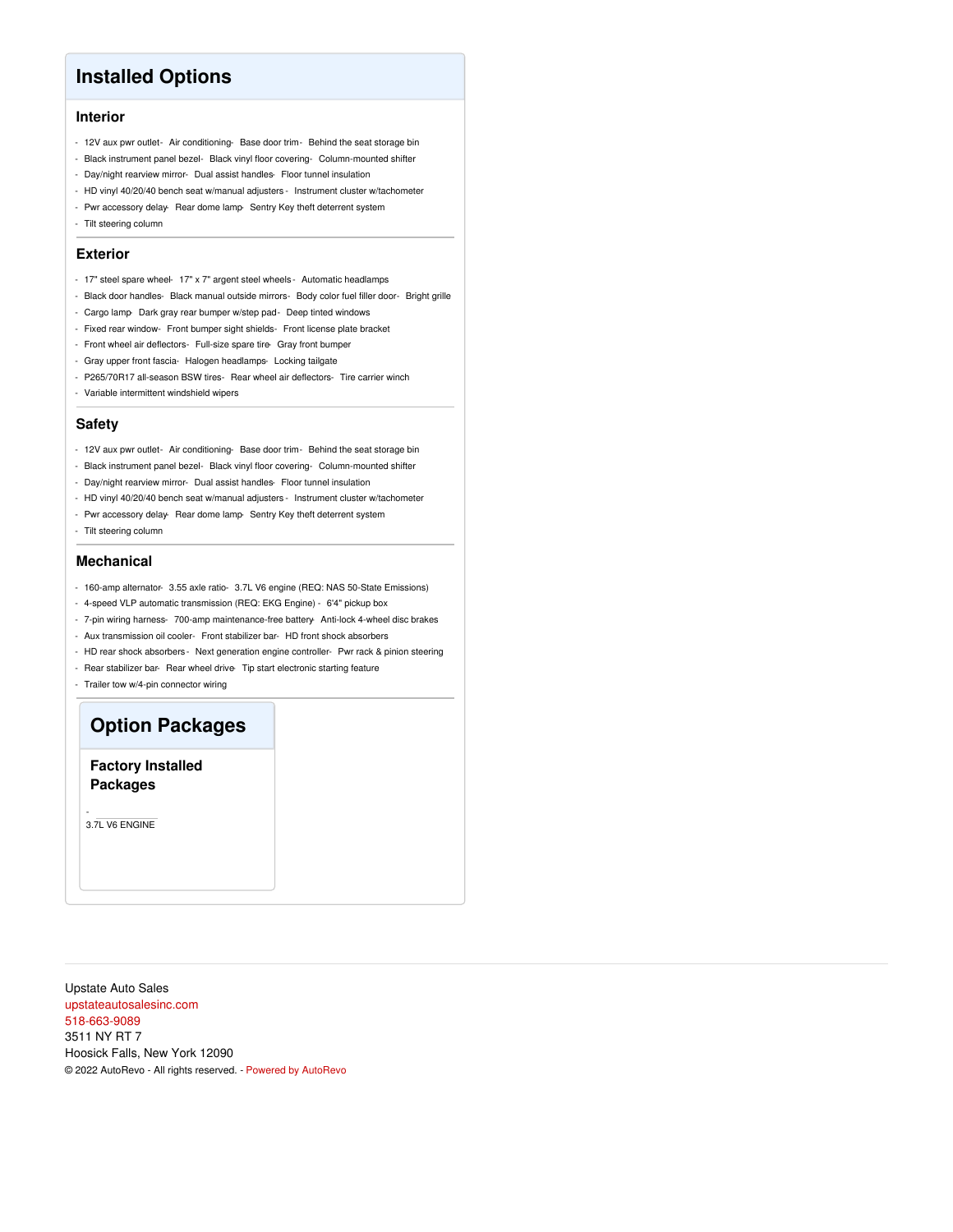# Installed Options

## Interior

- 12V aux pwr outlet
- Air conditioning
- Base door trim
- Behind the seat storage bin
- Black instrument panel bezel
- Black vinyl floor covering
- Column-mounted shifter
- Day/night rearview mirror
- Dual assist handles
- Floor tunnel insulation
- HD vinyl 40/20/40 bench seat w/manual adjusters
- Instrument cluster w/tachometer
- Pwr accessory delay
- Rear dome lamp
- Sentry Key theft deterrent system
- Tilt steering column

## Exterior

- 17" steel spare wheel
- 17" x 7" argent steel wheels
- Automatic headlamps
- Black door handles
- Black manual outside mirrors
- Body color fuel filler door
- Bright grille
- Cargo lamp
- Dark gray rear bumper w/step pad
- Deep tinted windows
- Fixed rear window
- Front bumper sight shields
- Front license plate bracket
- Front wheel air deflectors
- Full-size spare tire
- Gray front bumper
- Gray upper front fascia
- Halogen headlamps
- Locking tailgate
- P265/70R17 all-season BSW tires
- Rear wheel air deflectors
- Tire carrier winch
- Variable intermittent windshield wipers

## Safety

- 12V aux pwr outlet
- Air conditioning
- Base door trim
- Behind the seat storage bin
- Black instrument panel bezel
- Black vinyl floor covering
- Column-mounted shifter
- Day/night rearview mirror
- Dual assist handles
- Floor tunnel insulation
- HD vinyl 40/20/40 bench seat w/manual adjusters
- Instrument cluster w/tachometer
- Pwr accessory delay
- Rear dome lamp
- Sentry Key theft deterrent system
- Tilt steering column

## Mechanical

- 160-amp alternator
- 3.55 axle ratio
- 3.7L V6 engine (REQ: NAS 50-State Emissions)
- 4-speed VLP automatic transmission (REQ: EKG Engine)
- 6'4" pickup box
- 7-pin wiring harness
- 700-amp maintenance-free battery
- Anti-lock 4-wheel disc brakes
- Aux transmission oil cooler
- Front stabilizer bar
- HD front shock absorbers
- HD rear shock absorbers
- Next generation engine controller
- Pwr rack & pinion steering
- Rear stabilizer bar
- Rear wheel drive
- Tip start electronic starting feature
- Trailer tow w/4-pin connector wiring

# Option Packages

## Factory Installed Packages

- 3.7L V6 ENGINE

Upstate Auto Sales
upstateautosalesinc.com
518-663-9089
3511 NY RT 7
Hoosick Falls, New York 12090
© 2022 AutoRevo - All rights reserved. - Powered by AutoRevo